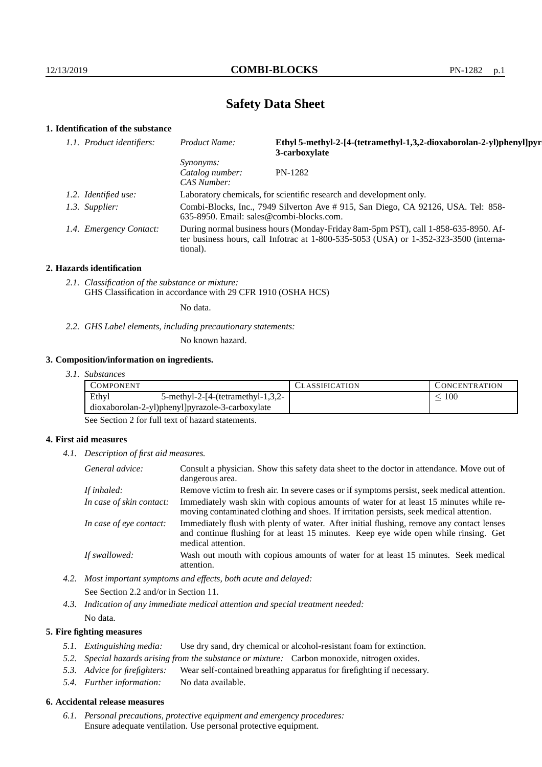# Safety Data Sheet

## 1. Identification of the substance

| | | |
|---|---|---|
| *1.1. Product identifiers:* | *Product Name:* | **Ethyl 5-methyl-2-[4-(tetramethyl-1,3,2-dioxaborolan-2-yl)phenyl]pyr 3-carboxylate** |
| | *Synonyms:* | |
| | *Catalog number:* | PN-1282 |
| | *CAS Number:* | |
| *1.2. Identified use:* | Laboratory chemicals, for scientific research and development only. | |
| *1.3. Supplier:* | Combi-Blocks, Inc., 7949 Silverton Ave # 915, San Diego, CA 92126, USA. Tel: 858-635-8950. Email: sales@combi-blocks.com. | |
| *1.4. Emergency Contact:* | During normal business hours (Monday-Friday 8am-5pm PST), call 1-858-635-8950. After business hours, call Infotrac at 1-800-535-5053 (USA) or 1-352-323-3500 (international). | |

## 2. Hazards identification

*2.1. Classification of the substance or mixture:*
GHS Classification in accordance with 29 CFR 1910 (OSHA HCS)

No data.

*2.2. GHS Label elements, including precautionary statements:*

No known hazard.

## 3. Composition/information on ingredients.

*3.1. Substances*

| Component | Classification | Concentration |
|---|---|---|
| Ethyl 5-methyl-2-[4-(tetramethyl-1,3,2-dioxaborolan-2-yl)phenyl]pyrazole-3-carboxylate | | $\leq 100$ |

See Section 2 for full text of hazard statements.

## 4. First aid measures

*4.1. Description of first aid measures.*

| | |
|---|---|
| *General advice:* | Consult a physician. Show this safety data sheet to the doctor in attendance. Move out of dangerous area. |
| *If inhaled:* | Remove victim to fresh air. In severe cases or if symptoms persist, seek medical attention. |
| *In case of skin contact:* | Immediately wash skin with copious amounts of water for at least 15 minutes while removing contaminated clothing and shoes. If irritation persists, seek medical attention. |
| *In case of eye contact:* | Immediately flush with plenty of water. After initial flushing, remove any contact lenses and continue flushing for at least 15 minutes. Keep eye wide open while rinsing. Get medical attention. |
| *If swallowed:* | Wash out mouth with copious amounts of water for at least 15 minutes. Seek medical attention. |

*4.2. Most important symptoms and effects, both acute and delayed:*

See Section 2.2 and/or in Section 11.

*4.3. Indication of any immediate medical attention and special treatment needed:*

No data.

## 5. Fire fighting measures

*5.1. Extinguishing media:* Use dry sand, dry chemical or alcohol-resistant foam for extinction.

*5.2. Special hazards arising from the substance or mixture:* Carbon monoxide, nitrogen oxides.

*5.3. Advice for firefighters:* Wear self-contained breathing apparatus for firefighting if necessary.

*5.4. Further information:* No data available.

## 6. Accidental release measures

*6.1. Personal precautions, protective equipment and emergency procedures:*
Ensure adequate ventilation. Use personal protective equipment.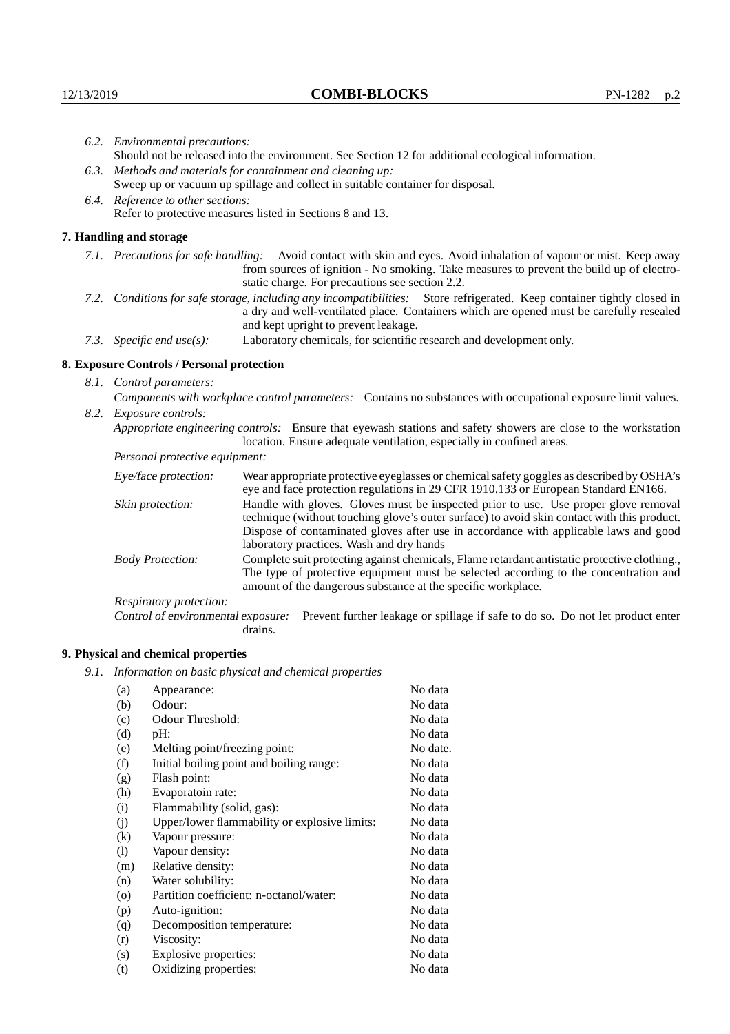*6.2. Environmental precautions:*
Should not be released into the environment. See Section 12 for additional ecological information.

*6.3. Methods and materials for containment and cleaning up:*
Sweep up or vacuum up spillage and collect in suitable container for disposal.

*6.4. Reference to other sections:*
Refer to protective measures listed in Sections 8 and 13.

## 7. Handling and storage

*7.1. Precautions for safe handling:* Avoid contact with skin and eyes. Avoid inhalation of vapour or mist. Keep away from sources of ignition - No smoking. Take measures to prevent the build up of electrostatic charge. For precautions see section 2.2.

*7.2. Conditions for safe storage, including any incompatibilities:* Store refrigerated. Keep container tightly closed in a dry and well-ventilated place. Containers which are opened must be carefully resealed and kept upright to prevent leakage.

*7.3. Specific end use(s):* Laboratory chemicals, for scientific research and development only.

## 8. Exposure Controls / Personal protection

*8.1. Control parameters:*

*Components with workplace control parameters:* Contains no substances with occupational exposure limit values.

*8.2. Exposure controls:*

*Appropriate engineering controls:* Ensure that eyewash stations and safety showers are close to the workstation location. Ensure adequate ventilation, especially in confined areas.

*Personal protective equipment:*

*Eye/face protection:* Wear appropriate protective eyeglasses or chemical safety goggles as described by OSHA's eye and face protection regulations in 29 CFR 1910.133 or European Standard EN166.

*Skin protection:* Handle with gloves. Gloves must be inspected prior to use. Use proper glove removal technique (without touching glove's outer surface) to avoid skin contact with this product. Dispose of contaminated gloves after use in accordance with applicable laws and good laboratory practices. Wash and dry hands

*Body Protection:* Complete suit protecting against chemicals, Flame retardant antistatic protective clothing., The type of protective equipment must be selected according to the concentration and amount of the dangerous substance at the specific workplace.

*Respiratory protection:*

*Control of environmental exposure:* Prevent further leakage or spillage if safe to do so. Do not let product enter drains.

## 9. Physical and chemical properties

*9.1. Information on basic physical and chemical properties*

| | | |
|---|---|---|
| (a) | Appearance: | No data |
| (b) | Odour: | No data |
| (c) | Odour Threshold: | No data |
| (d) | pH: | No data |
| (e) | Melting point/freezing point: | No date. |
| (f) | Initial boiling point and boiling range: | No data |
| (g) | Flash point: | No data |
| (h) | Evaporatoin rate: | No data |
| (i) | Flammability (solid, gas): | No data |
| (j) | Upper/lower flammability or explosive limits: | No data |
| (k) | Vapour pressure: | No data |
| (l) | Vapour density: | No data |
| (m) | Relative density: | No data |
| (n) | Water solubility: | No data |
| (o) | Partition coefficient: n-octanol/water: | No data |
| (p) | Auto-ignition: | No data |
| (q) | Decomposition temperature: | No data |
| (r) | Viscosity: | No data |
| (s) | Explosive properties: | No data |
| (t) | Oxidizing properties: | No data |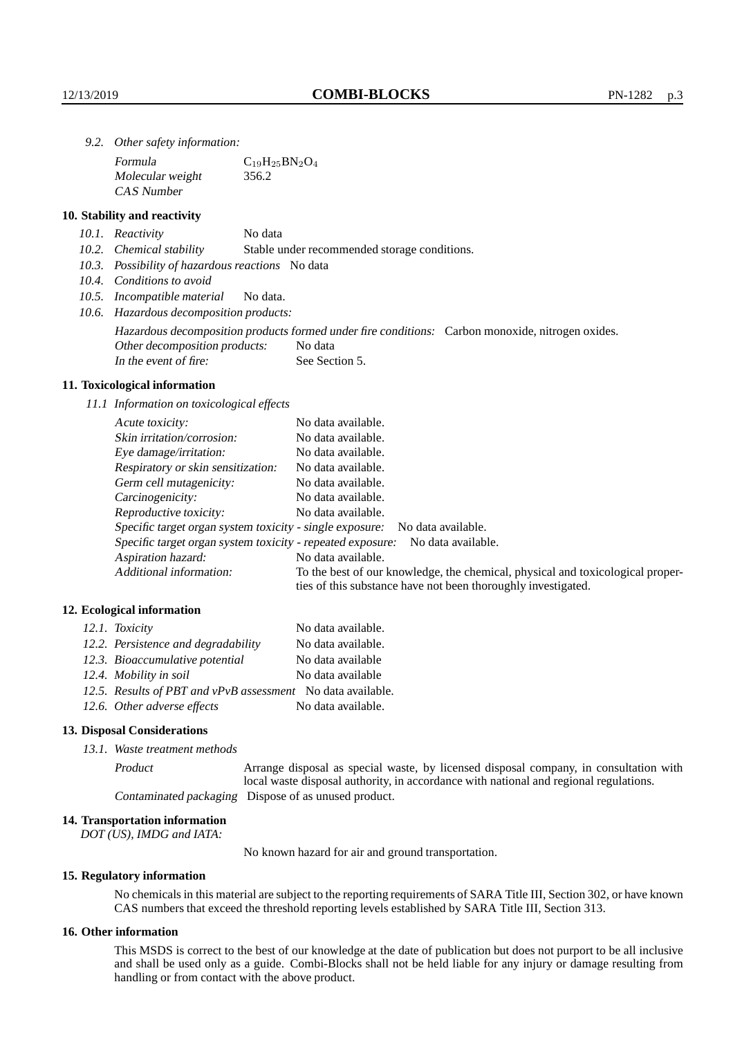*9.2. Other safety information:*

| | |
|---|---|
| *Formula* | $C_{19}H_{25}BN_2O_4$ |
| *Molecular weight* | 356.2 |
| *CAS Number* | |

## 10. Stability and reactivity

*10.1. Reactivity* No data

*10.2. Chemical stability* Stable under recommended storage conditions.

*10.3. Possibility of hazardous reactions* No data

*10.4. Conditions to avoid*

*10.5. Incompatible material* No data.

*10.6. Hazardous decomposition products:*

*Hazardous decomposition products formed under fire conditions:* Carbon monoxide, nitrogen oxides.

*Other decomposition products:* No data

*In the event of fire:* See Section 5.

## 11. Toxicological information

*11.1 Information on toxicological effects*

| | |
|---|---|
| *Acute toxicity:* | No data available. |
| *Skin irritation/corrosion:* | No data available. |
| *Eye damage/irritation:* | No data available. |
| *Respiratory or skin sensitization:* | No data available. |
| *Germ cell mutagenicity:* | No data available. |
| *Carcinogenicity:* | No data available. |
| *Reproductive toxicity:* | No data available. |
| *Specific target organ system toxicity - single exposure:* | No data available. |
| *Specific target organ system toxicity - repeated exposure:* | No data available. |
| *Aspiration hazard:* | No data available. |
| *Additional information:* | To the best of our knowledge, the chemical, physical and toxicological properties of this substance have not been thoroughly investigated. |

## 12. Ecological information

| | |
|---|---|
| *12.1. Toxicity* | No data available. |
| *12.2. Persistence and degradability* | No data available. |
| *12.3. Bioaccumulative potential* | No data available |
| *12.4. Mobility in soil* | No data available |
| *12.5. Results of PBT and vPvB assessment* | No data available. |
| *12.6. Other adverse effects* | No data available. |

## 13. Disposal Considerations

*13.1. Waste treatment methods*

*Product* Arrange disposal as special waste, by licensed disposal company, in consultation with local waste disposal authority, in accordance with national and regional regulations.

*Contaminated packaging* Dispose of as unused product.

## 14. Transportation information

*DOT (US), IMDG and IATA:*

No known hazard for air and ground transportation.

## 15. Regulatory information

No chemicals in this material are subject to the reporting requirements of SARA Title III, Section 302, or have known CAS numbers that exceed the threshold reporting levels established by SARA Title III, Section 313.

## 16. Other information

This MSDS is correct to the best of our knowledge at the date of publication but does not purport to be all inclusive and shall be used only as a guide. Combi-Blocks shall not be held liable for any injury or damage resulting from handling or from contact with the above product.